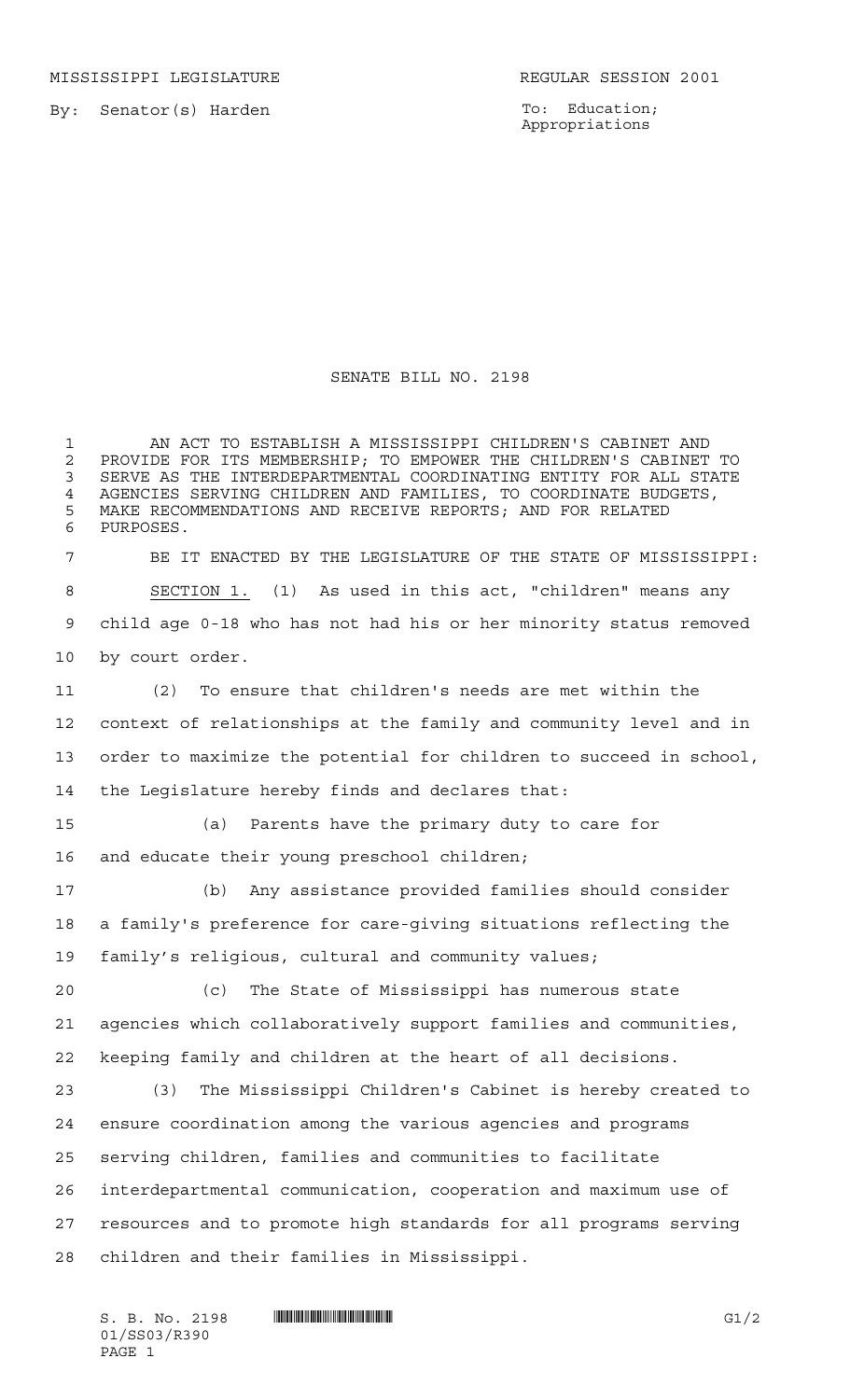MISSISSIPPI LEGISLATURE REGULAR SESSION 2001

By: Senator(s) Harden

To: Education; Appropriations

# SENATE BILL NO. 2198

AN ACT TO ESTABLISH A MISSISSIPPI CHILDREN'S CABINET AND PROVIDE FOR ITS MEMBERSHIP; TO EMPOWER THE CHILDREN'S CABINET TO SERVE AS THE INTERDEPARTMENTAL COORDINATING ENTITY FOR ALL STATE AGENCIES SERVING CHILDREN AND FAMILIES, TO COORDINATE BUDGETS, MAKE RECOMMENDATIONS AND RECEIVE REPORTS; AND FOR RELATED PURPOSES.

BE IT ENACTED BY THE LEGISLATURE OF THE STATE OF MISSISSIPPI:

SECTION 1. (1) As used in this act, "children" means any child age 0-18 who has not had his or her minority status removed by court order.

(2) To ensure that children's needs are met within the context of relationships at the family and community level and in order to maximize the potential for children to succeed in school, the Legislature hereby finds and declares that:

(a) Parents have the primary duty to care for and educate their young preschool children;

(b) Any assistance provided families should consider a family's preference for care-giving situations reflecting the family's religious, cultural and community values;

(c) The State of Mississippi has numerous state agencies which collaboratively support families and communities, keeping family and children at the heart of all decisions.

(3) The Mississippi Children's Cabinet is hereby created to ensure coordination among the various agencies and programs serving children, families and communities to facilitate interdepartmental communication, cooperation and maximum use of resources and to promote high standards for all programs serving children and their families in Mississippi.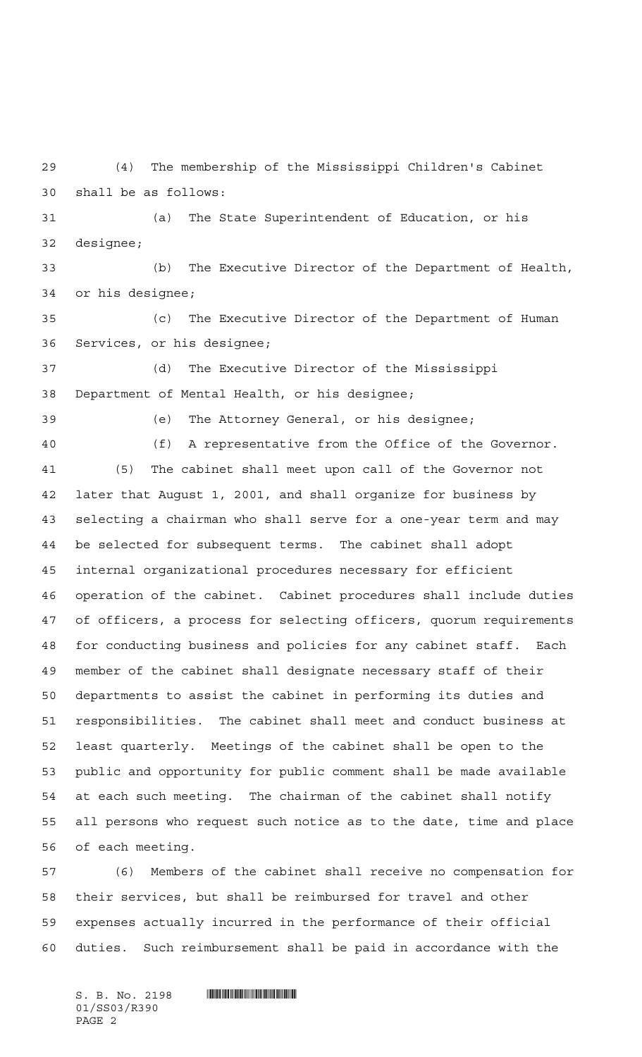(4) The membership of the Mississippi Children's Cabinet shall be as follows:

(a) The State Superintendent of Education, or his designee;

(b) The Executive Director of the Department of Health, or his designee;

(c) The Executive Director of the Department of Human Services, or his designee;

(d) The Executive Director of the Mississippi Department of Mental Health, or his designee;

(e) The Attorney General, or his designee;

(f) A representative from the Office of the Governor.

(5) The cabinet shall meet upon call of the Governor not later that August 1, 2001, and shall organize for business by selecting a chairman who shall serve for a one-year term and may be selected for subsequent terms. The cabinet shall adopt internal organizational procedures necessary for efficient operation of the cabinet. Cabinet procedures shall include duties of officers, a process for selecting officers, quorum requirements for conducting business and policies for any cabinet staff. Each member of the cabinet shall designate necessary staff of their departments to assist the cabinet in performing its duties and responsibilities. The cabinet shall meet and conduct business at least quarterly. Meetings of the cabinet shall be open to the public and opportunity for public comment shall be made available at each such meeting. The chairman of the cabinet shall notify all persons who request such notice as to the date, time and place of each meeting.

(6) Members of the cabinet shall receive no compensation for their services, but shall be reimbursed for travel and other expenses actually incurred in the performance of their official duties. Such reimbursement shall be paid in accordance with the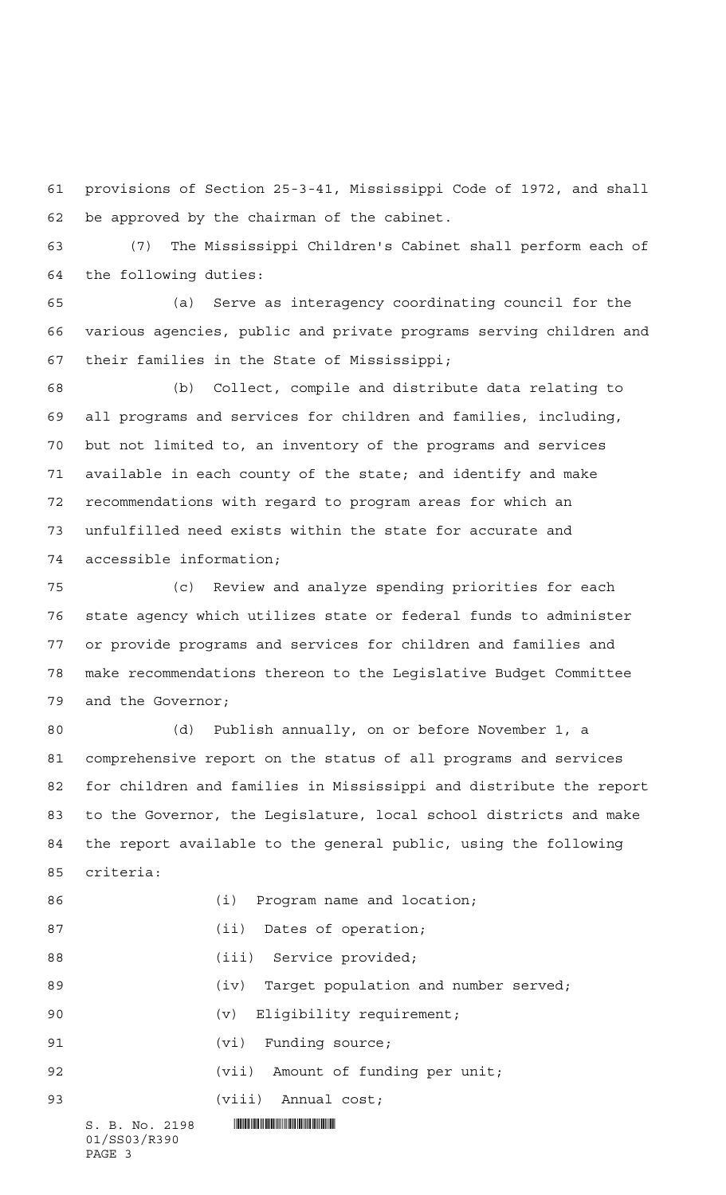provisions of Section 25-3-41, Mississippi Code of 1972, and shall be approved by the chairman of the cabinet.

(7) The Mississippi Children's Cabinet shall perform each of the following duties:

(a) Serve as interagency coordinating council for the various agencies, public and private programs serving children and their families in the State of Mississippi;

(b) Collect, compile and distribute data relating to all programs and services for children and families, including, but not limited to, an inventory of the programs and services available in each county of the state; and identify and make recommendations with regard to program areas for which an unfulfilled need exists within the state for accurate and accessible information;

(c) Review and analyze spending priorities for each state agency which utilizes state or federal funds to administer or provide programs and services for children and families and make recommendations thereon to the Legislative Budget Committee and the Governor;

(d) Publish annually, on or before November 1, a comprehensive report on the status of all programs and services for children and families in Mississippi and distribute the report to the Governor, the Legislature, local school districts and make the report available to the general public, using the following criteria:

(i) Program name and location;

(ii) Dates of operation;

(iii) Service provided;

(iv) Target population and number served;

(v) Eligibility requirement;

(vi) Funding source;

(vii) Amount of funding per unit;

(viii) Annual cost;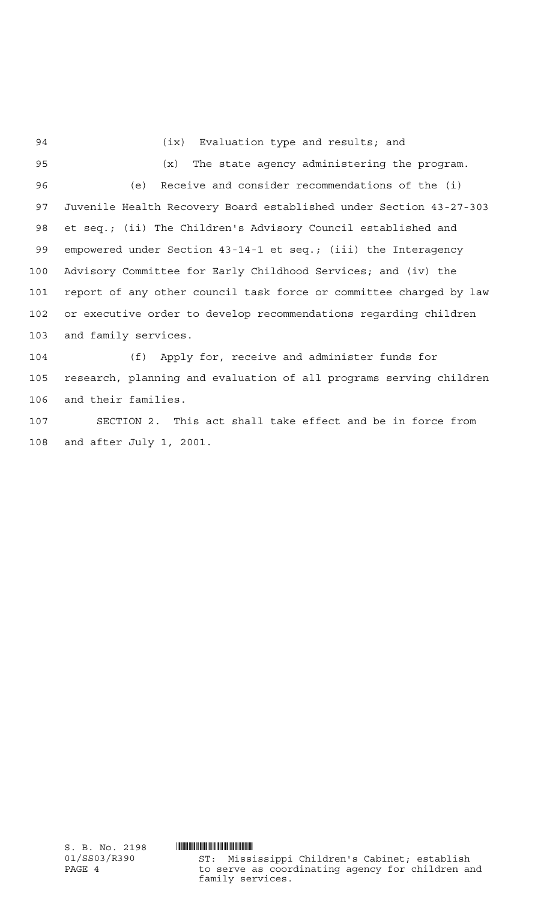(ix) Evaluation type and results; and

(x) The state agency administering the program.

(e) Receive and consider recommendations of the (i) Juvenile Health Recovery Board established under Section 43-27-303 et seq.; (ii) The Children's Advisory Council established and empowered under Section 43-14-1 et seq.; (iii) the Interagency Advisory Committee for Early Childhood Services; and (iv) the report of any other council task force or committee charged by law or executive order to develop recommendations regarding children and family services.

(f) Apply for, receive and administer funds for research, planning and evaluation of all programs serving children and their families.

SECTION 2. This act shall take effect and be in force from and after July 1, 2001.

ST: Mississippi Children's Cabinet; establish to serve as coordinating agency for children and family services.